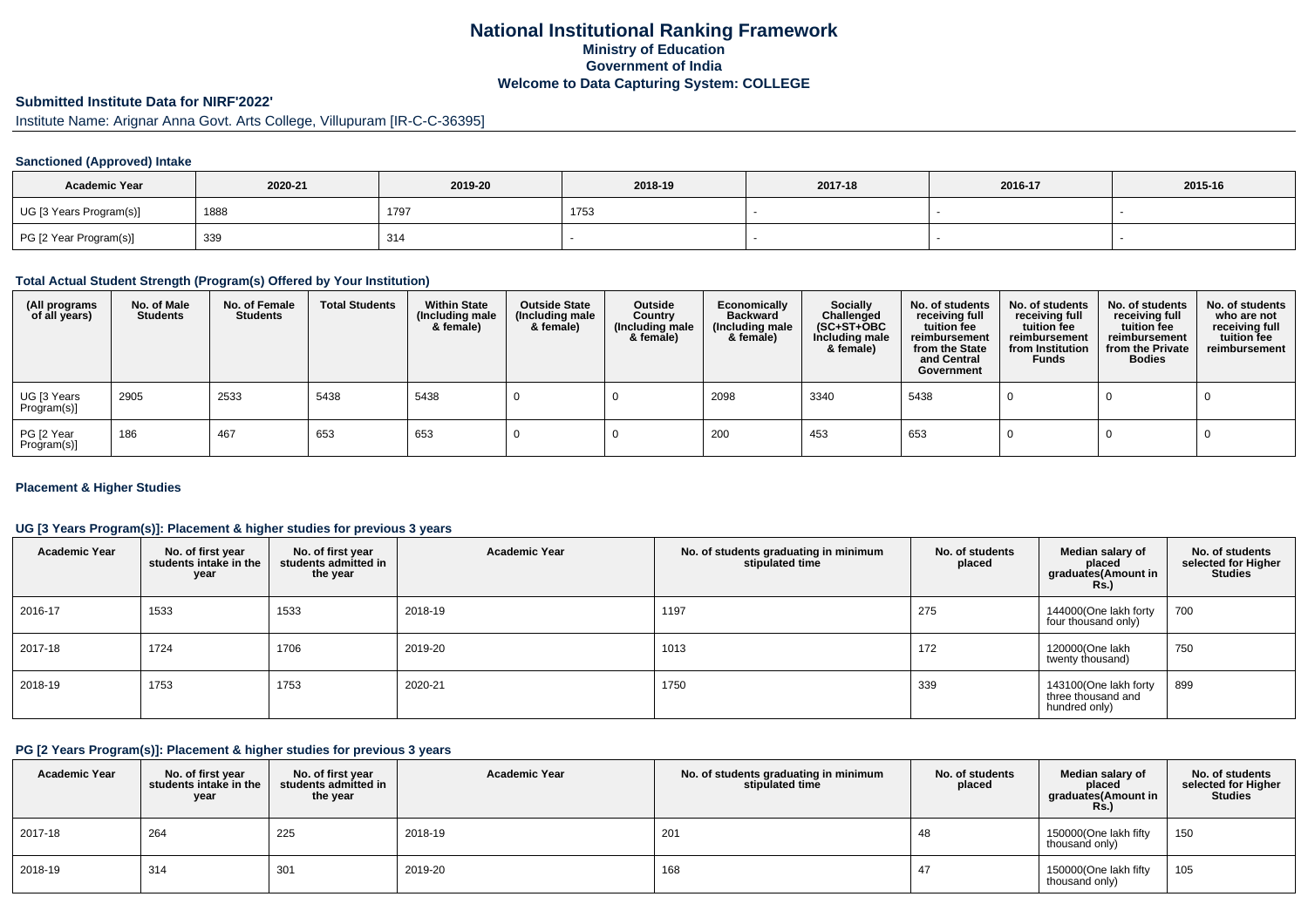# National Institutional Ranking Framework

**Ministry of Education**

**Government of India**

**Welcome to Data Capturing System: COLLEGE**

## Submitted Institute Data for NIRF'2022'

Institute Name: Arignar Anna Govt. Arts College, Villupuram [IR-C-C-36395]

### Sanctioned (Approved) Intake

| Academic Year | 2020-21 | 2019-20 | 2018-19 | 2017-18 | 2016-17 | 2015-16 |
|---|---|---|---|---|---|---|
| UG [3 Years Program(s)] | 1888 | 1797 | 1753 | - | - | - |
| PG [2 Year Program(s)] | 339 | 314 | - | - | - | - |

### Total Actual Student Strength (Program(s) Offered by Your Institution)

| (All programs of all years) | No. of Male Students | No. of Female Students | Total Students | Within State (Including male & female) | Outside State (Including male & female) | Outside Country (Including male & female) | Economically Backward (Including male & female) | Socially Challenged (SC+ST+OBC Including male & female) | No. of students receiving full tuition fee reimbursement from the State and Central Government | No. of students receiving full tuition fee reimbursement from Institution Funds | No. of students receiving full tuition fee reimbursement from the Private Bodies | No. of students who are not receiving full tuition fee reimbursement |
|---|---|---|---|---|---|---|---|---|---|---|---|---|
| UG [3 Years Program(s)] | 2905 | 2533 | 5438 | 5438 | 0 | 0 | 2098 | 3340 | 5438 | 0 | 0 | 0 |
| PG [2 Year Program(s)] | 186 | 467 | 653 | 653 | 0 | 0 | 200 | 453 | 653 | 0 | 0 | 0 |

### Placement & Higher Studies

#### UG [3 Years Program(s)]: Placement & higher studies for previous 3 years

| Academic Year | No. of first year students intake in the year | No. of first year students admitted in the year | Academic Year | No. of students graduating in minimum stipulated time | No. of students placed | Median salary of placed graduates(Amount in Rs.) | No. of students selected for Higher Studies |
|---|---|---|---|---|---|---|---|
| 2016-17 | 1533 | 1533 | 2018-19 | 1197 | 275 | 144000(One lakh forty four thousand only) | 700 |
| 2017-18 | 1724 | 1706 | 2019-20 | 1013 | 172 | 120000(One lakh twenty thousand) | 750 |
| 2018-19 | 1753 | 1753 | 2020-21 | 1750 | 339 | 143100(One lakh forty three thousand and hundred only) | 899 |

#### PG [2 Years Program(s)]: Placement & higher studies for previous 3 years

| Academic Year | No. of first year students intake in the year | No. of first year students admitted in the year | Academic Year | No. of students graduating in minimum stipulated time | No. of students placed | Median salary of placed graduates(Amount in Rs.) | No. of students selected for Higher Studies |
|---|---|---|---|---|---|---|---|
| 2017-18 | 264 | 225 | 2018-19 | 201 | 48 | 150000(One lakh fifty thousand only) | 150 |
| 2018-19 | 314 | 301 | 2019-20 | 168 | 47 | 150000(One lakh fifty thousand only) | 105 |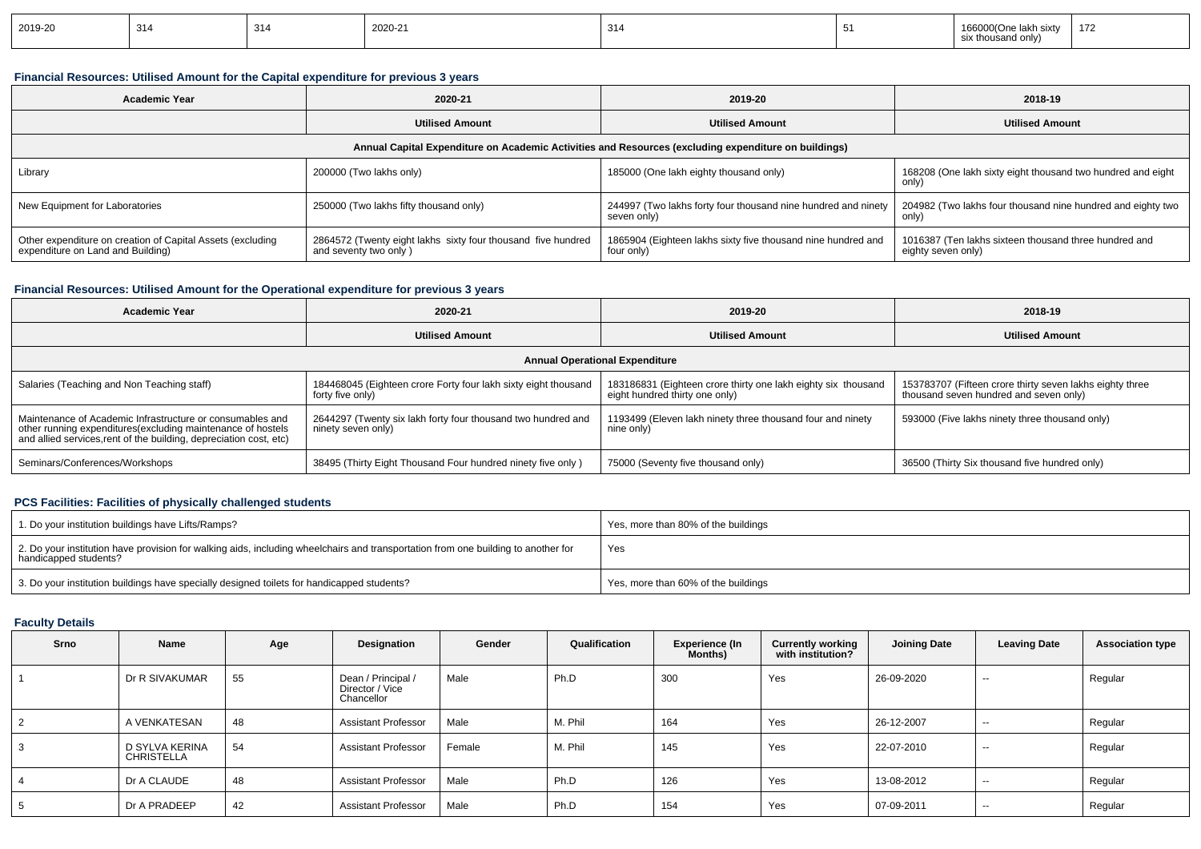| 2019-20 | 314 | 314 | 2020-21 | 314 | 51 | 166000(One lakh sixty six thousand only) | 172 |
|---|---|---|---|---|---|---|---|

### Financial Resources: Utilised Amount for the Capital expenditure for previous 3 years

| Academic Year | 2020-21 | 2019-20 | 2018-19 |
|---|---|---|---|
| | Utilised Amount | Utilised Amount | Utilised Amount |
| Annual Capital Expenditure on Academic Activities and Resources (excluding expenditure on buildings) | | | |
| Library | 200000 (Two lakhs only) | 185000 (One lakh eighty thousand only) | 168208 (One lakh sixty eight thousand two hundred and eight only) |
| New Equipment for Laboratories | 250000 (Two lakhs fifty thousand only) | 244997 (Two lakhs forty four thousand nine hundred and ninety seven only) | 204982 (Two lakhs four thousand nine hundred and eighty two only) |
| Other expenditure on creation of Capital Assets (excluding expenditure on Land and Building) | 2864572 (Twenty eight lakhs sixty four thousand five hundred and seventy two only ) | 1865904 (Eighteen lakhs sixty five thousand nine hundred and four only) | 1016387 (Ten lakhs sixteen thousand three hundred and eighty seven only) |

### Financial Resources: Utilised Amount for the Operational expenditure for previous 3 years

| Academic Year | 2020-21 | 2019-20 | 2018-19 |
|---|---|---|---|
| | Utilised Amount | Utilised Amount | Utilised Amount |
| Annual Operational Expenditure | | | |
| Salaries (Teaching and Non Teaching staff) | 184468045 (Eighteen crore Forty four lakh sixty eight thousand forty five only) | 183186831 (Eighteen crore thirty one lakh eighty six thousand eight hundred thirty one only) | 153783707 (Fifteen crore thirty seven lakhs eighty three thousand seven hundred and seven only) |
| Maintenance of Academic Infrastructure or consumables and other running expenditures(excluding maintenance of hostels and allied services,rent of the building, depreciation cost, etc) | 2644297 (Twenty six lakh forty four thousand two hundred and ninety seven only) | 1193499 (Eleven lakh ninety three thousand four and ninety nine only) | 593000 (Five lakhs ninety three thousand only) |
| Seminars/Conferences/Workshops | 38495 (Thirty Eight Thousand Four hundred ninety five only ) | 75000 (Seventy five thousand only) | 36500 (Thirty Six thousand five hundred only) |

### PCS Facilities: Facilities of physically challenged students

| | |
|---|---|
| 1. Do your institution buildings have Lifts/Ramps? | Yes, more than 80% of the buildings |
| 2. Do your institution have provision for walking aids, including wheelchairs and transportation from one building to another for handicapped students? | Yes |
| 3. Do your institution buildings have specially designed toilets for handicapped students? | Yes, more than 60% of the buildings |

### Faculty Details

| Srno | Name | Age | Designation | Gender | Qualification | Experience (In Months) | Currently working with institution? | Joining Date | Leaving Date | Association type |
|---|---|---|---|---|---|---|---|---|---|---|
| 1 | Dr R SIVAKUMAR | 55 | Dean / Principal / Director / Vice Chancellor | Male | Ph.D | 300 | Yes | 26-09-2020 | -- | Regular |
| 2 | A VENKATESAN | 48 | Assistant Professor | Male | M. Phil | 164 | Yes | 26-12-2007 | -- | Regular |
| 3 | D SYLVA KERINA CHRISTELLA | 54 | Assistant Professor | Female | M. Phil | 145 | Yes | 22-07-2010 | -- | Regular |
| 4 | Dr A CLAUDE | 48 | Assistant Professor | Male | Ph.D | 126 | Yes | 13-08-2012 | -- | Regular |
| 5 | Dr A PRADEEP | 42 | Assistant Professor | Male | Ph.D | 154 | Yes | 07-09-2011 | -- | Regular |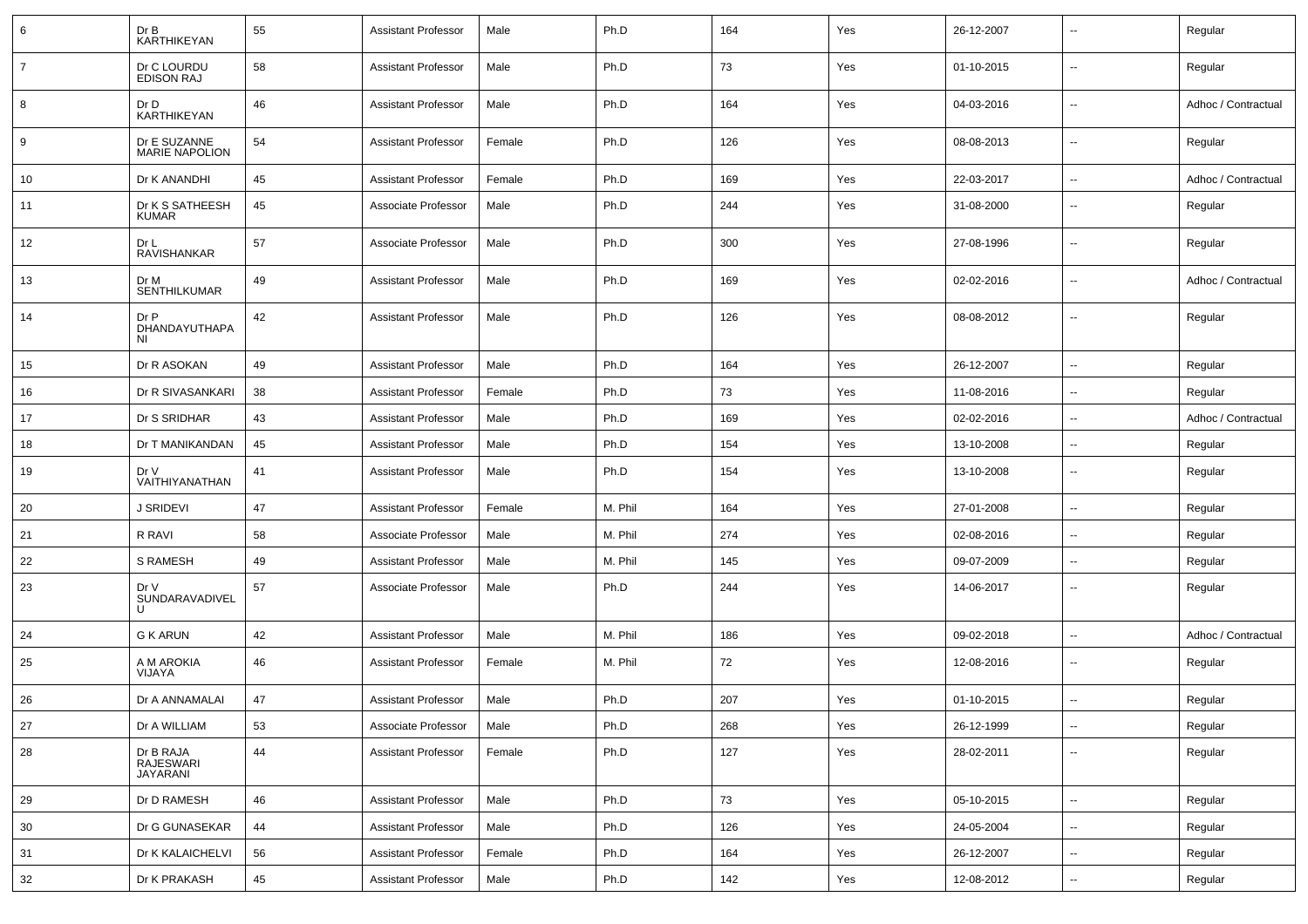| 6 | Dr B KARTHIKEYAN | 55 | Assistant Professor | Male | Ph.D | 164 | Yes | 26-12-2007 | -- | Regular |
|---|---|---|---|---|---|---|---|---|---|---|
| 7 | Dr C LOURDU EDISON RAJ | 58 | Assistant Professor | Male | Ph.D | 73 | Yes | 01-10-2015 | -- | Regular |
| 8 | Dr D KARTHIKEYAN | 46 | Assistant Professor | Male | Ph.D | 164 | Yes | 04-03-2016 | -- | Adhoc / Contractual |
| 9 | Dr E SUZANNE MARIE NAPOLION | 54 | Assistant Professor | Female | Ph.D | 126 | Yes | 08-08-2013 | -- | Regular |
| 10 | Dr K ANANDHI | 45 | Assistant Professor | Female | Ph.D | 169 | Yes | 22-03-2017 | -- | Adhoc / Contractual |
| 11 | Dr K S SATHEESH KUMAR | 45 | Associate Professor | Male | Ph.D | 244 | Yes | 31-08-2000 | -- | Regular |
| 12 | Dr L RAVISHANKAR | 57 | Associate Professor | Male | Ph.D | 300 | Yes | 27-08-1996 | -- | Regular |
| 13 | Dr M SENTHILKUMAR | 49 | Assistant Professor | Male | Ph.D | 169 | Yes | 02-02-2016 | -- | Adhoc / Contractual |
| 14 | Dr P DHANDAYUTHAPANI | 42 | Assistant Professor | Male | Ph.D | 126 | Yes | 08-08-2012 | -- | Regular |
| 15 | Dr R ASOKAN | 49 | Assistant Professor | Male | Ph.D | 164 | Yes | 26-12-2007 | -- | Regular |
| 16 | Dr R SIVASANKARI | 38 | Assistant Professor | Female | Ph.D | 73 | Yes | 11-08-2016 | -- | Regular |
| 17 | Dr S SRIDHAR | 43 | Assistant Professor | Male | Ph.D | 169 | Yes | 02-02-2016 | -- | Adhoc / Contractual |
| 18 | Dr T MANIKANDAN | 45 | Assistant Professor | Male | Ph.D | 154 | Yes | 13-10-2008 | -- | Regular |
| 19 | Dr V VAITHIYANATHAN | 41 | Assistant Professor | Male | Ph.D | 154 | Yes | 13-10-2008 | -- | Regular |
| 20 | J SRIDEVI | 47 | Assistant Professor | Female | M. Phil | 164 | Yes | 27-01-2008 | -- | Regular |
| 21 | R RAVI | 58 | Associate Professor | Male | M. Phil | 274 | Yes | 02-08-2016 | -- | Regular |
| 22 | S RAMESH | 49 | Assistant Professor | Male | M. Phil | 145 | Yes | 09-07-2009 | -- | Regular |
| 23 | Dr V SUNDARAVADIVELU | 57 | Associate Professor | Male | Ph.D | 244 | Yes | 14-06-2017 | -- | Regular |
| 24 | G K ARUN | 42 | Assistant Professor | Male | M. Phil | 186 | Yes | 09-02-2018 | -- | Adhoc / Contractual |
| 25 | A M AROKIA VIJAYA | 46 | Assistant Professor | Female | M. Phil | 72 | Yes | 12-08-2016 | -- | Regular |
| 26 | Dr A ANNAMALAI | 47 | Assistant Professor | Male | Ph.D | 207 | Yes | 01-10-2015 | -- | Regular |
| 27 | Dr A WILLIAM | 53 | Associate Professor | Male | Ph.D | 268 | Yes | 26-12-1999 | -- | Regular |
| 28 | Dr B RAJA RAJESWARI JAYARANI | 44 | Assistant Professor | Female | Ph.D | 127 | Yes | 28-02-2011 | -- | Regular |
| 29 | Dr D RAMESH | 46 | Assistant Professor | Male | Ph.D | 73 | Yes | 05-10-2015 | -- | Regular |
| 30 | Dr G GUNASEKAR | 44 | Assistant Professor | Male | Ph.D | 126 | Yes | 24-05-2004 | -- | Regular |
| 31 | Dr K KALAICHELVI | 56 | Assistant Professor | Female | Ph.D | 164 | Yes | 26-12-2007 | -- | Regular |
| 32 | Dr K PRAKASH | 45 | Assistant Professor | Male | Ph.D | 142 | Yes | 12-08-2012 | -- | Regular |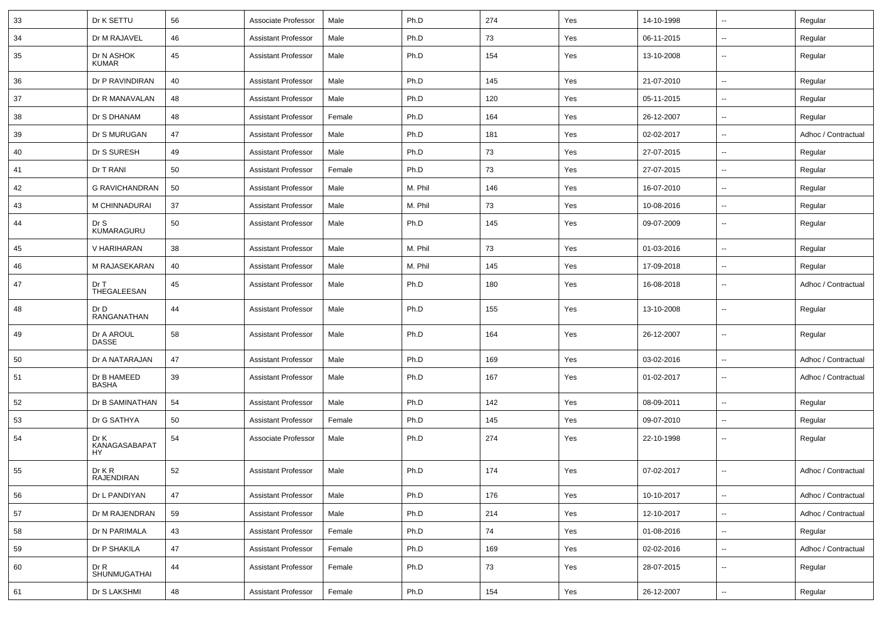| 33 | Dr K SETTU | 56 | Associate Professor | Male | Ph.D | 274 | Yes | 14-10-1998 | -- | Regular |
|---|---|---|---|---|---|---|---|---|---|---|
| 34 | Dr M RAJAVEL | 46 | Assistant Professor | Male | Ph.D | 73 | Yes | 06-11-2015 | -- | Regular |
| 35 | Dr N ASHOK KUMAR | 45 | Assistant Professor | Male | Ph.D | 154 | Yes | 13-10-2008 | -- | Regular |
| 36 | Dr P RAVINDIRAN | 40 | Assistant Professor | Male | Ph.D | 145 | Yes | 21-07-2010 | -- | Regular |
| 37 | Dr R MANAVALAN | 48 | Assistant Professor | Male | Ph.D | 120 | Yes | 05-11-2015 | -- | Regular |
| 38 | Dr S DHANAM | 48 | Assistant Professor | Female | Ph.D | 164 | Yes | 26-12-2007 | -- | Regular |
| 39 | Dr S MURUGAN | 47 | Assistant Professor | Male | Ph.D | 181 | Yes | 02-02-2017 | -- | Adhoc / Contractual |
| 40 | Dr S SURESH | 49 | Assistant Professor | Male | Ph.D | 73 | Yes | 27-07-2015 | -- | Regular |
| 41 | Dr T RANI | 50 | Assistant Professor | Female | Ph.D | 73 | Yes | 27-07-2015 | -- | Regular |
| 42 | G RAVICHANDRAN | 50 | Assistant Professor | Male | M. Phil | 146 | Yes | 16-07-2010 | -- | Regular |
| 43 | M CHINNADURAI | 37 | Assistant Professor | Male | M. Phil | 73 | Yes | 10-08-2016 | -- | Regular |
| 44 | Dr S KUMARAGURU | 50 | Assistant Professor | Male | Ph.D | 145 | Yes | 09-07-2009 | -- | Regular |
| 45 | V HARIHARAN | 38 | Assistant Professor | Male | M. Phil | 73 | Yes | 01-03-2016 | -- | Regular |
| 46 | M RAJASEKARAN | 40 | Assistant Professor | Male | M. Phil | 145 | Yes | 17-09-2018 | -- | Regular |
| 47 | Dr T THEGALEESAN | 45 | Assistant Professor | Male | Ph.D | 180 | Yes | 16-08-2018 | -- | Adhoc / Contractual |
| 48 | Dr D RANGANATHAN | 44 | Assistant Professor | Male | Ph.D | 155 | Yes | 13-10-2008 | -- | Regular |
| 49 | Dr A AROUL DASSE | 58 | Assistant Professor | Male | Ph.D | 164 | Yes | 26-12-2007 | -- | Regular |
| 50 | Dr A NATARAJAN | 47 | Assistant Professor | Male | Ph.D | 169 | Yes | 03-02-2016 | -- | Adhoc / Contractual |
| 51 | Dr B HAMEED BASHA | 39 | Assistant Professor | Male | Ph.D | 167 | Yes | 01-02-2017 | -- | Adhoc / Contractual |
| 52 | Dr B SAMINATHAN | 54 | Assistant Professor | Male | Ph.D | 142 | Yes | 08-09-2011 | -- | Regular |
| 53 | Dr G SATHYA | 50 | Assistant Professor | Female | Ph.D | 145 | Yes | 09-07-2010 | -- | Regular |
| 54 | Dr K KANAGASABAPATHY | 54 | Associate Professor | Male | Ph.D | 274 | Yes | 22-10-1998 | -- | Regular |
| 55 | Dr K R RAJENDIRAN | 52 | Assistant Professor | Male | Ph.D | 174 | Yes | 07-02-2017 | -- | Adhoc / Contractual |
| 56 | Dr L PANDIYAN | 47 | Assistant Professor | Male | Ph.D | 176 | Yes | 10-10-2017 | -- | Adhoc / Contractual |
| 57 | Dr M RAJENDRAN | 59 | Assistant Professor | Male | Ph.D | 214 | Yes | 12-10-2017 | -- | Adhoc / Contractual |
| 58 | Dr N PARIMALA | 43 | Assistant Professor | Female | Ph.D | 74 | Yes | 01-08-2016 | -- | Regular |
| 59 | Dr P SHAKILA | 47 | Assistant Professor | Female | Ph.D | 169 | Yes | 02-02-2016 | -- | Adhoc / Contractual |
| 60 | Dr R SHUNMUGATHAI | 44 | Assistant Professor | Female | Ph.D | 73 | Yes | 28-07-2015 | -- | Regular |
| 61 | Dr S LAKSHMI | 48 | Assistant Professor | Female | Ph.D | 154 | Yes | 26-12-2007 | -- | Regular |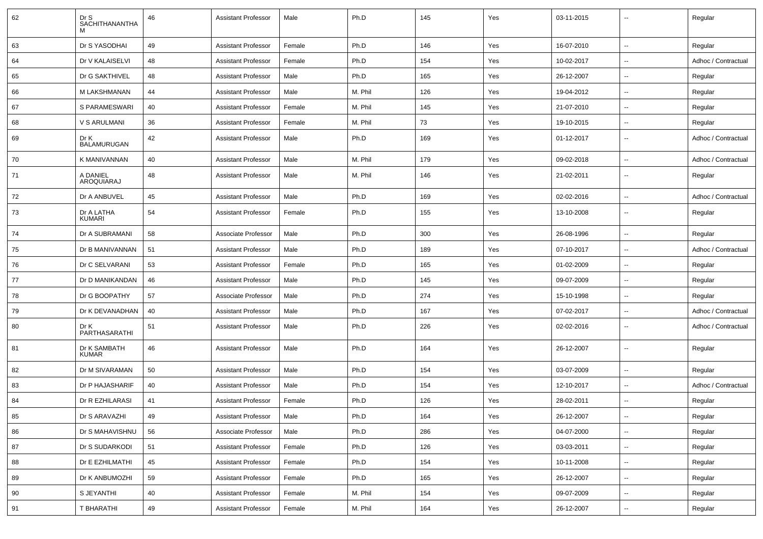| 62 | Dr S SACHITHANANTHAM | 46 | Assistant Professor | Male | Ph.D | 145 | Yes | 03-11-2015 | -- | Regular |
|---|---|---|---|---|---|---|---|---|---|---|
| 63 | Dr S YASODHAI | 49 | Assistant Professor | Female | Ph.D | 146 | Yes | 16-07-2010 | -- | Regular |
| 64 | Dr V KALAISELVI | 48 | Assistant Professor | Female | Ph.D | 154 | Yes | 10-02-2017 | -- | Adhoc / Contractual |
| 65 | Dr G SAKTHIVEL | 48 | Assistant Professor | Male | Ph.D | 165 | Yes | 26-12-2007 | -- | Regular |
| 66 | M LAKSHMANAN | 44 | Assistant Professor | Male | M. Phil | 126 | Yes | 19-04-2012 | -- | Regular |
| 67 | S PARAMESWARI | 40 | Assistant Professor | Female | M. Phil | 145 | Yes | 21-07-2010 | -- | Regular |
| 68 | V S ARULMANI | 36 | Assistant Professor | Female | M. Phil | 73 | Yes | 19-10-2015 | -- | Regular |
| 69 | Dr K BALAMURUGAN | 42 | Assistant Professor | Male | Ph.D | 169 | Yes | 01-12-2017 | -- | Adhoc / Contractual |
| 70 | K MANIVANNAN | 40 | Assistant Professor | Male | M. Phil | 179 | Yes | 09-02-2018 | -- | Adhoc / Contractual |
| 71 | A DANIEL AROQUIARAJ | 48 | Assistant Professor | Male | M. Phil | 146 | Yes | 21-02-2011 | -- | Regular |
| 72 | Dr A ANBUVEL | 45 | Assistant Professor | Male | Ph.D | 169 | Yes | 02-02-2016 | -- | Adhoc / Contractual |
| 73 | Dr A LATHA KUMARI | 54 | Assistant Professor | Female | Ph.D | 155 | Yes | 13-10-2008 | -- | Regular |
| 74 | Dr A SUBRAMANI | 58 | Associate Professor | Male | Ph.D | 300 | Yes | 26-08-1996 | -- | Regular |
| 75 | Dr B MANIVANNAN | 51 | Assistant Professor | Male | Ph.D | 189 | Yes | 07-10-2017 | -- | Adhoc / Contractual |
| 76 | Dr C SELVARANI | 53 | Assistant Professor | Female | Ph.D | 165 | Yes | 01-02-2009 | -- | Regular |
| 77 | Dr D MANIKANDAN | 46 | Assistant Professor | Male | Ph.D | 145 | Yes | 09-07-2009 | -- | Regular |
| 78 | Dr G BOOPATHY | 57 | Associate Professor | Male | Ph.D | 274 | Yes | 15-10-1998 | -- | Regular |
| 79 | Dr K DEVANADHAN | 40 | Assistant Professor | Male | Ph.D | 167 | Yes | 07-02-2017 | -- | Adhoc / Contractual |
| 80 | Dr K PARTHASARATHI | 51 | Assistant Professor | Male | Ph.D | 226 | Yes | 02-02-2016 | -- | Adhoc / Contractual |
| 81 | Dr K SAMBATH KUMAR | 46 | Assistant Professor | Male | Ph.D | 164 | Yes | 26-12-2007 | -- | Regular |
| 82 | Dr M SIVARAMAN | 50 | Assistant Professor | Male | Ph.D | 154 | Yes | 03-07-2009 | -- | Regular |
| 83 | Dr P HAJASHARIF | 40 | Assistant Professor | Male | Ph.D | 154 | Yes | 12-10-2017 | -- | Adhoc / Contractual |
| 84 | Dr R EZHILARASI | 41 | Assistant Professor | Female | Ph.D | 126 | Yes | 28-02-2011 | -- | Regular |
| 85 | Dr S ARAVAZHI | 49 | Assistant Professor | Male | Ph.D | 164 | Yes | 26-12-2007 | -- | Regular |
| 86 | Dr S MAHAVISHNU | 56 | Associate Professor | Male | Ph.D | 286 | Yes | 04-07-2000 | -- | Regular |
| 87 | Dr S SUDARKODI | 51 | Assistant Professor | Female | Ph.D | 126 | Yes | 03-03-2011 | -- | Regular |
| 88 | Dr E EZHILMATHI | 45 | Assistant Professor | Female | Ph.D | 154 | Yes | 10-11-2008 | -- | Regular |
| 89 | Dr K ANBUMOZHI | 59 | Assistant Professor | Female | Ph.D | 165 | Yes | 26-12-2007 | -- | Regular |
| 90 | S JEYANTHI | 40 | Assistant Professor | Female | M. Phil | 154 | Yes | 09-07-2009 | -- | Regular |
| 91 | T BHARATHI | 49 | Assistant Professor | Female | M. Phil | 164 | Yes | 26-12-2007 | -- | Regular |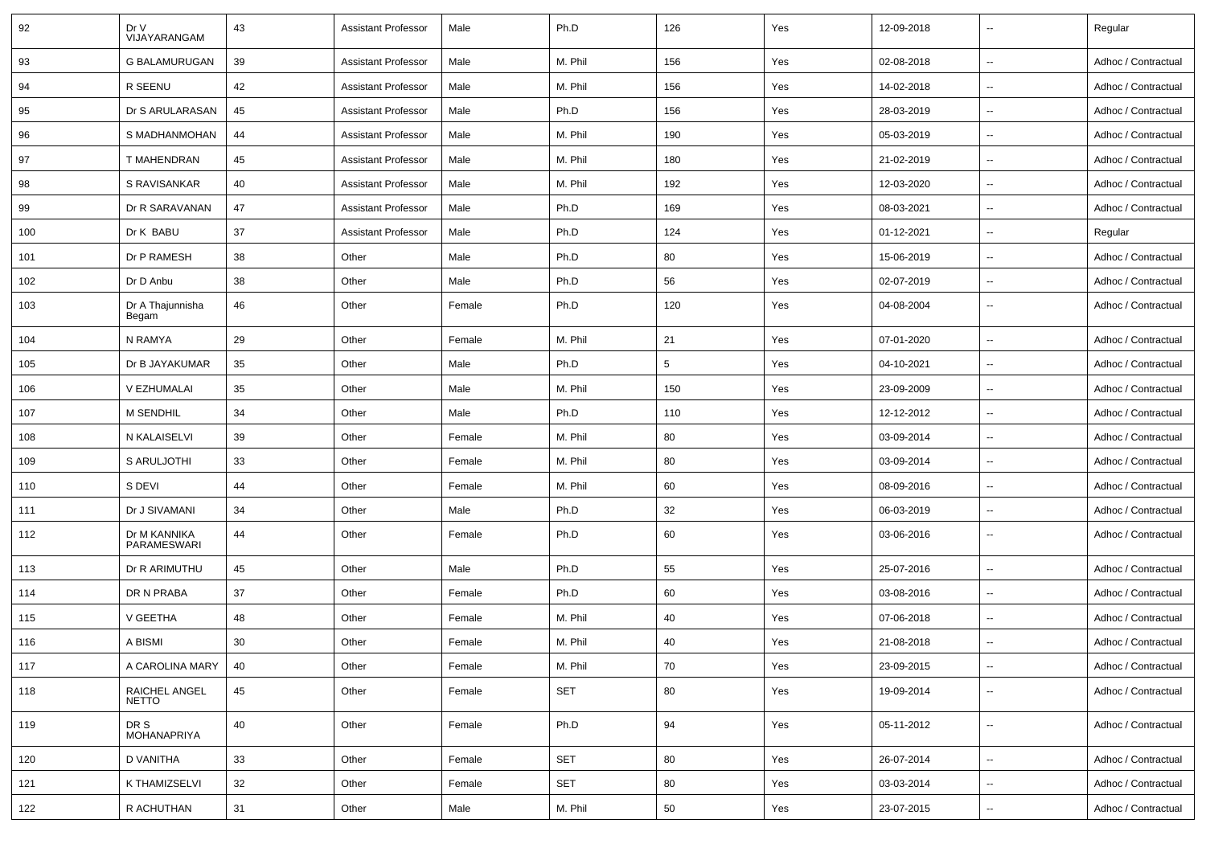| 92 | Dr V VIJAYARANGAM | 43 | Assistant Professor | Male | Ph.D | 126 | Yes | 12-09-2018 | -- | Regular |
|---|---|---|---|---|---|---|---|---|---|---|
| 93 | G BALAMURUGAN | 39 | Assistant Professor | Male | M. Phil | 156 | Yes | 02-08-2018 | -- | Adhoc / Contractual |
| 94 | R SEENU | 42 | Assistant Professor | Male | M. Phil | 156 | Yes | 14-02-2018 | -- | Adhoc / Contractual |
| 95 | Dr S ARULARASAN | 45 | Assistant Professor | Male | Ph.D | 156 | Yes | 28-03-2019 | -- | Adhoc / Contractual |
| 96 | S MADHANMOHAN | 44 | Assistant Professor | Male | M. Phil | 190 | Yes | 05-03-2019 | -- | Adhoc / Contractual |
| 97 | T MAHENDRAN | 45 | Assistant Professor | Male | M. Phil | 180 | Yes | 21-02-2019 | -- | Adhoc / Contractual |
| 98 | S RAVISANKAR | 40 | Assistant Professor | Male | M. Phil | 192 | Yes | 12-03-2020 | -- | Adhoc / Contractual |
| 99 | Dr R SARAVANAN | 47 | Assistant Professor | Male | Ph.D | 169 | Yes | 08-03-2021 | -- | Adhoc / Contractual |
| 100 | Dr K BABU | 37 | Assistant Professor | Male | Ph.D | 124 | Yes | 01-12-2021 | -- | Regular |
| 101 | Dr P RAMESH | 38 | Other | Male | Ph.D | 80 | Yes | 15-06-2019 | -- | Adhoc / Contractual |
| 102 | Dr D Anbu | 38 | Other | Male | Ph.D | 56 | Yes | 02-07-2019 | -- | Adhoc / Contractual |
| 103 | Dr A Thajunnisha Begam | 46 | Other | Female | Ph.D | 120 | Yes | 04-08-2004 | -- | Adhoc / Contractual |
| 104 | N RAMYA | 29 | Other | Female | M. Phil | 21 | Yes | 07-01-2020 | -- | Adhoc / Contractual |
| 105 | Dr B JAYAKUMAR | 35 | Other | Male | Ph.D | 5 | Yes | 04-10-2021 | -- | Adhoc / Contractual |
| 106 | V EZHUMALAI | 35 | Other | Male | M. Phil | 150 | Yes | 23-09-2009 | -- | Adhoc / Contractual |
| 107 | M SENDHIL | 34 | Other | Male | Ph.D | 110 | Yes | 12-12-2012 | -- | Adhoc / Contractual |
| 108 | N KALAISELVI | 39 | Other | Female | M. Phil | 80 | Yes | 03-09-2014 | -- | Adhoc / Contractual |
| 109 | S ARULJOTHI | 33 | Other | Female | M. Phil | 80 | Yes | 03-09-2014 | -- | Adhoc / Contractual |
| 110 | S DEVI | 44 | Other | Female | M. Phil | 60 | Yes | 08-09-2016 | -- | Adhoc / Contractual |
| 111 | Dr J SIVAMANI | 34 | Other | Male | Ph.D | 32 | Yes | 06-03-2019 | -- | Adhoc / Contractual |
| 112 | Dr M KANNIKA PARAMESWARI | 44 | Other | Female | Ph.D | 60 | Yes | 03-06-2016 | -- | Adhoc / Contractual |
| 113 | Dr R ARIMUTHU | 45 | Other | Male | Ph.D | 55 | Yes | 25-07-2016 | -- | Adhoc / Contractual |
| 114 | DR N PRABA | 37 | Other | Female | Ph.D | 60 | Yes | 03-08-2016 | -- | Adhoc / Contractual |
| 115 | V GEETHA | 48 | Other | Female | M. Phil | 40 | Yes | 07-06-2018 | -- | Adhoc / Contractual |
| 116 | A BISMI | 30 | Other | Female | M. Phil | 40 | Yes | 21-08-2018 | -- | Adhoc / Contractual |
| 117 | A CAROLINA MARY | 40 | Other | Female | M. Phil | 70 | Yes | 23-09-2015 | -- | Adhoc / Contractual |
| 118 | RAICHEL ANGEL NETTO | 45 | Other | Female | SET | 80 | Yes | 19-09-2014 | -- | Adhoc / Contractual |
| 119 | DR S MOHANAPRIYA | 40 | Other | Female | Ph.D | 94 | Yes | 05-11-2012 | -- | Adhoc / Contractual |
| 120 | D VANITHA | 33 | Other | Female | SET | 80 | Yes | 26-07-2014 | -- | Adhoc / Contractual |
| 121 | K THAMIZSELVI | 32 | Other | Female | SET | 80 | Yes | 03-03-2014 | -- | Adhoc / Contractual |
| 122 | R ACHUTHAN | 31 | Other | Male | M. Phil | 50 | Yes | 23-07-2015 | -- | Adhoc / Contractual |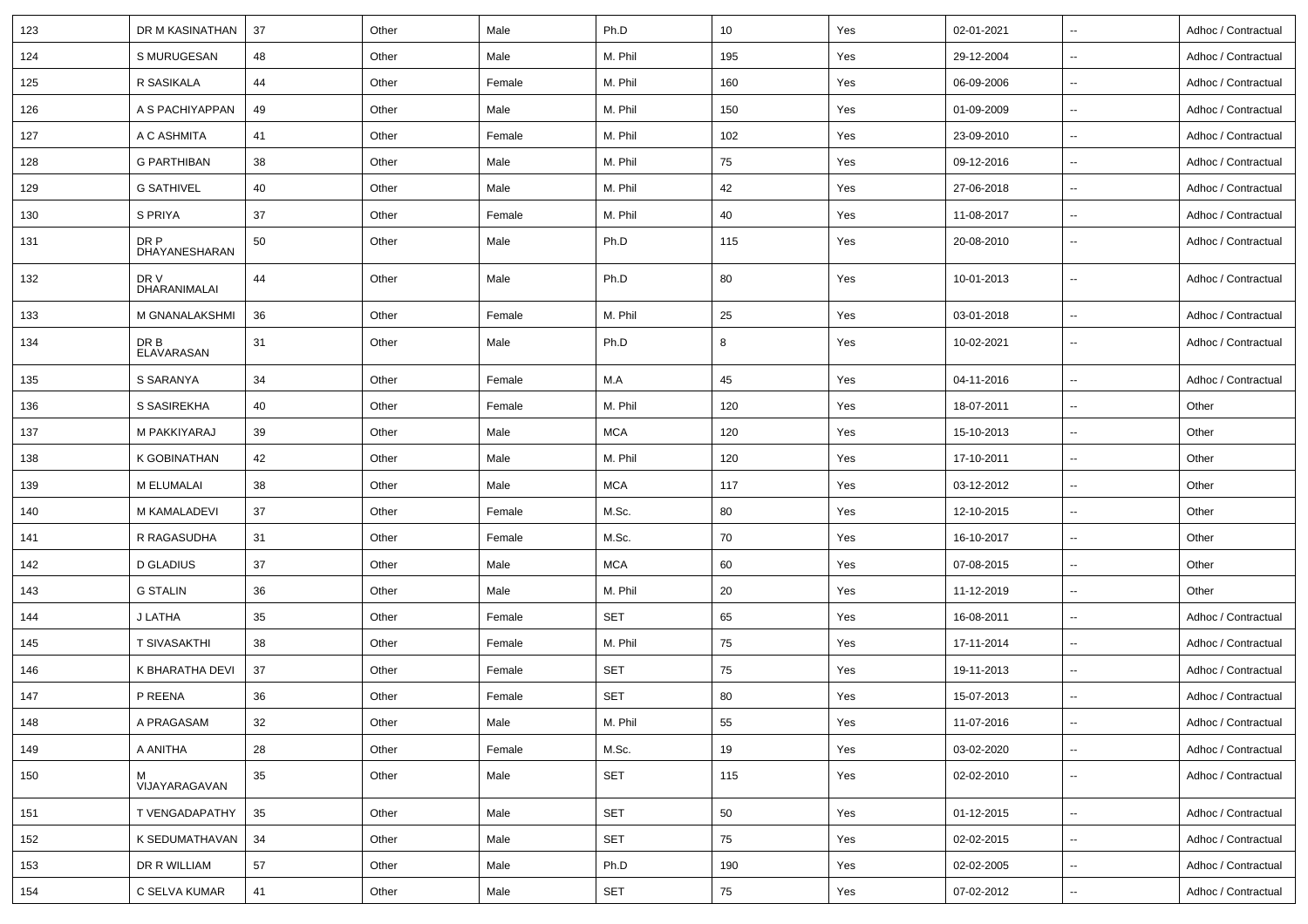| | | | | | | | | | | |
|---|---|---|---|---|---|---|---|---|---|---|
| 123 | DR M KASINATHAN | 37 | Other | Male | Ph.D | 10 | Yes | 02-01-2021 | -- | Adhoc / Contractual |
| 124 | S MURUGESAN | 48 | Other | Male | M. Phil | 195 | Yes | 29-12-2004 | -- | Adhoc / Contractual |
| 125 | R SASIKALA | 44 | Other | Female | M. Phil | 160 | Yes | 06-09-2006 | -- | Adhoc / Contractual |
| 126 | A S PACHIYAPPAN | 49 | Other | Male | M. Phil | 150 | Yes | 01-09-2009 | -- | Adhoc / Contractual |
| 127 | A C ASHMITA | 41 | Other | Female | M. Phil | 102 | Yes | 23-09-2010 | -- | Adhoc / Contractual |
| 128 | G PARTHIBAN | 38 | Other | Male | M. Phil | 75 | Yes | 09-12-2016 | -- | Adhoc / Contractual |
| 129 | G SATHIVEL | 40 | Other | Male | M. Phil | 42 | Yes | 27-06-2018 | -- | Adhoc / Contractual |
| 130 | S PRIYA | 37 | Other | Female | M. Phil | 40 | Yes | 11-08-2017 | -- | Adhoc / Contractual |
| 131 | DR P DHAYANESHARAN | 50 | Other | Male | Ph.D | 115 | Yes | 20-08-2010 | -- | Adhoc / Contractual |
| 132 | DR V DHARANIMALAI | 44 | Other | Male | Ph.D | 80 | Yes | 10-01-2013 | -- | Adhoc / Contractual |
| 133 | M GNANALAKSHMI | 36 | Other | Female | M. Phil | 25 | Yes | 03-01-2018 | -- | Adhoc / Contractual |
| 134 | DR B ELAVARASAN | 31 | Other | Male | Ph.D | 8 | Yes | 10-02-2021 | -- | Adhoc / Contractual |
| 135 | S SARANYA | 34 | Other | Female | M.A | 45 | Yes | 04-11-2016 | -- | Adhoc / Contractual |
| 136 | S SASIREKHA | 40 | Other | Female | M. Phil | 120 | Yes | 18-07-2011 | -- | Other |
| 137 | M PAKKIYARAJ | 39 | Other | Male | MCA | 120 | Yes | 15-10-2013 | -- | Other |
| 138 | K GOBINATHAN | 42 | Other | Male | M. Phil | 120 | Yes | 17-10-2011 | -- | Other |
| 139 | M ELUMALAI | 38 | Other | Male | MCA | 117 | Yes | 03-12-2012 | -- | Other |
| 140 | M KAMALADEVI | 37 | Other | Female | M.Sc. | 80 | Yes | 12-10-2015 | -- | Other |
| 141 | R RAGASUDHA | 31 | Other | Female | M.Sc. | 70 | Yes | 16-10-2017 | -- | Other |
| 142 | D GLADIUS | 37 | Other | Male | MCA | 60 | Yes | 07-08-2015 | -- | Other |
| 143 | G STALIN | 36 | Other | Male | M. Phil | 20 | Yes | 11-12-2019 | -- | Other |
| 144 | J LATHA | 35 | Other | Female | SET | 65 | Yes | 16-08-2011 | -- | Adhoc / Contractual |
| 145 | T SIVASAKTHI | 38 | Other | Female | M. Phil | 75 | Yes | 17-11-2014 | -- | Adhoc / Contractual |
| 146 | K BHARATHA DEVI | 37 | Other | Female | SET | 75 | Yes | 19-11-2013 | -- | Adhoc / Contractual |
| 147 | P REENA | 36 | Other | Female | SET | 80 | Yes | 15-07-2013 | -- | Adhoc / Contractual |
| 148 | A PRAGASAM | 32 | Other | Male | M. Phil | 55 | Yes | 11-07-2016 | -- | Adhoc / Contractual |
| 149 | A ANITHA | 28 | Other | Female | M.Sc. | 19 | Yes | 03-02-2020 | -- | Adhoc / Contractual |
| 150 | M VIJAYARAGAVAN | 35 | Other | Male | SET | 115 | Yes | 02-02-2010 | -- | Adhoc / Contractual |
| 151 | T VENGADAPATHY | 35 | Other | Male | SET | 50 | Yes | 01-12-2015 | -- | Adhoc / Contractual |
| 152 | K SEDUMATHAVAN | 34 | Other | Male | SET | 75 | Yes | 02-02-2015 | -- | Adhoc / Contractual |
| 153 | DR R WILLIAM | 57 | Other | Male | Ph.D | 190 | Yes | 02-02-2005 | -- | Adhoc / Contractual |
| 154 | C SELVA KUMAR | 41 | Other | Male | SET | 75 | Yes | 07-02-2012 | -- | Adhoc / Contractual |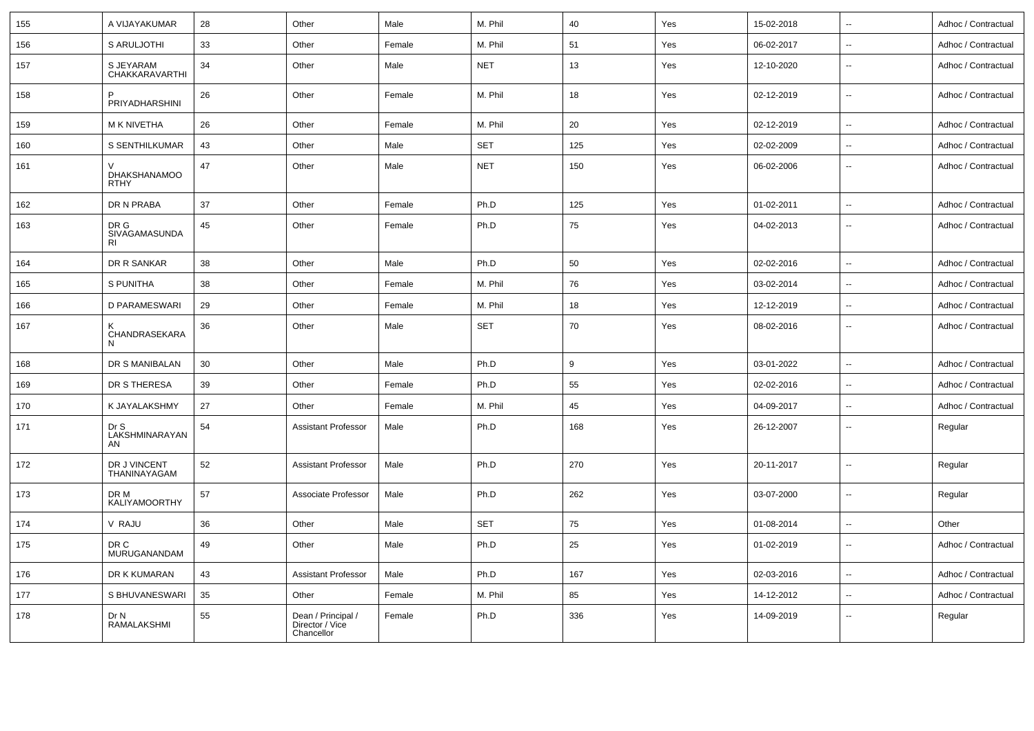| | | | | | | | | | | |
|---|---|---|---|---|---|---|---|---|---|---|
| 155 | A VIJAYAKUMAR | 28 | Other | Male | M. Phil | 40 | Yes | 15-02-2018 | -- | Adhoc / Contractual |
| 156 | S ARULJOTHI | 33 | Other | Female | M. Phil | 51 | Yes | 06-02-2017 | -- | Adhoc / Contractual |
| 157 | S JEYARAM CHAKKARAVARTHI | 34 | Other | Male | NET | 13 | Yes | 12-10-2020 | -- | Adhoc / Contractual |
| 158 | P PRIYADHARSHINI | 26 | Other | Female | M. Phil | 18 | Yes | 02-12-2019 | -- | Adhoc / Contractual |
| 159 | M K NIVETHA | 26 | Other | Female | M. Phil | 20 | Yes | 02-12-2019 | -- | Adhoc / Contractual |
| 160 | S SENTHILKUMAR | 43 | Other | Male | SET | 125 | Yes | 02-02-2009 | -- | Adhoc / Contractual |
| 161 | V DHAKSHANAMOORTHY | 47 | Other | Male | NET | 150 | Yes | 06-02-2006 | -- | Adhoc / Contractual |
| 162 | DR N PRABA | 37 | Other | Female | Ph.D | 125 | Yes | 01-02-2011 | -- | Adhoc / Contractual |
| 163 | DR G SIVAGAMASUNDARI | 45 | Other | Female | Ph.D | 75 | Yes | 04-02-2013 | -- | Adhoc / Contractual |
| 164 | DR R SANKAR | 38 | Other | Male | Ph.D | 50 | Yes | 02-02-2016 | -- | Adhoc / Contractual |
| 165 | S PUNITHA | 38 | Other | Female | M. Phil | 76 | Yes | 03-02-2014 | -- | Adhoc / Contractual |
| 166 | D PARAMESWARI | 29 | Other | Female | M. Phil | 18 | Yes | 12-12-2019 | -- | Adhoc / Contractual |
| 167 | K CHANDRASEKARAN | 36 | Other | Male | SET | 70 | Yes | 08-02-2016 | -- | Adhoc / Contractual |
| 168 | DR S MANIBALAN | 30 | Other | Male | Ph.D | 9 | Yes | 03-01-2022 | -- | Adhoc / Contractual |
| 169 | DR S THERESA | 39 | Other | Female | Ph.D | 55 | Yes | 02-02-2016 | -- | Adhoc / Contractual |
| 170 | K JAYALAKSHMY | 27 | Other | Female | M. Phil | 45 | Yes | 04-09-2017 | -- | Adhoc / Contractual |
| 171 | Dr S LAKSHMINARAYANAN | 54 | Assistant Professor | Male | Ph.D | 168 | Yes | 26-12-2007 | -- | Regular |
| 172 | DR J VINCENT THANINAYAGAM | 52 | Assistant Professor | Male | Ph.D | 270 | Yes | 20-11-2017 | -- | Regular |
| 173 | DR M KALIYAMOORTHY | 57 | Associate Professor | Male | Ph.D | 262 | Yes | 03-07-2000 | -- | Regular |
| 174 | V RAJU | 36 | Other | Male | SET | 75 | Yes | 01-08-2014 | -- | Other |
| 175 | DR C MURUGANANDAM | 49 | Other | Male | Ph.D | 25 | Yes | 01-02-2019 | -- | Adhoc / Contractual |
| 176 | DR K KUMARAN | 43 | Assistant Professor | Male | Ph.D | 167 | Yes | 02-03-2016 | -- | Adhoc / Contractual |
| 177 | S BHUVANESWARI | 35 | Other | Female | M. Phil | 85 | Yes | 14-12-2012 | -- | Adhoc / Contractual |
| 178 | Dr N RAMALAKSHMI | 55 | Dean / Principal / Director / Vice Chancellor | Female | Ph.D | 336 | Yes | 14-09-2019 | -- | Regular |